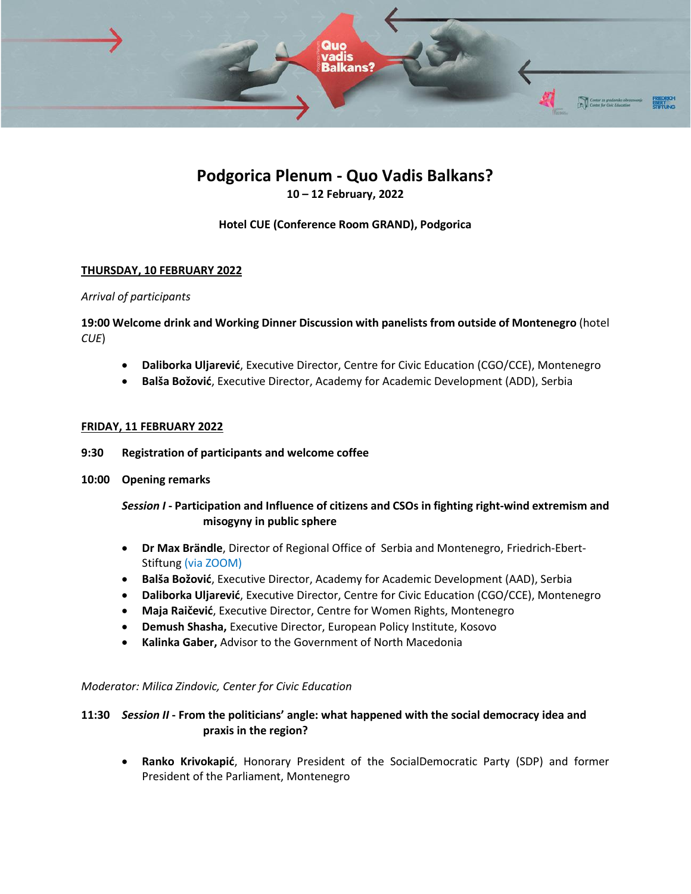# Podgorica Plenum - Quo Vadis Balkans?

**10 – 12 February, 2022**

**Hotel CUE (Conference Room GRAND), Podgorica**

## THURSDAY, 10 FEBRUARY 2022

*Arrival of participants*

**19:00 Welcome drink and Working Dinner Discussion with panelists from outside of Montenegro** (hotel *CUE*)

- **Daliborka Uljarević**, Executive Director, Centre for Civic Education (CGO/CCE), Montenegro
- **Balša Božović**, Executive Director, Academy for Academic Development (ADD), Serbia

## FRIDAY, 11 FEBRUARY 2022

**9:30 Registration of participants and welcome coffee**

**10:00 Opening remarks**

***Session I* - Participation and Influence of citizens and CSOs in fighting right-wind extremism and misogyny in public sphere**

- **Dr Max Brändle**, Director of Regional Office of Serbia and Montenegro, Friedrich-Ebert-Stiftung (via ZOOM)
- **Balša Božović**, Executive Director, Academy for Academic Development (AAD), Serbia
- **Daliborka Uljarević**, Executive Director, Centre for Civic Education (CGO/CCE), Montenegro
- **Maja Raičević**, Executive Director, Centre for Women Rights, Montenegro
- **Demush Shasha,** Executive Director, European Policy Institute, Kosovo
- **Kalinka Gaber,** Advisor to the Government of North Macedonia

*Moderator: Milica Zindovic, Center for Civic Education*

**11:30 *Session II* - From the politicians' angle: what happened with the social democracy idea and praxis in the region?**

- **Ranko Krivokapić**, Honorary President of the SocialDemocratic Party (SDP) and former President of the Parliament, Montenegro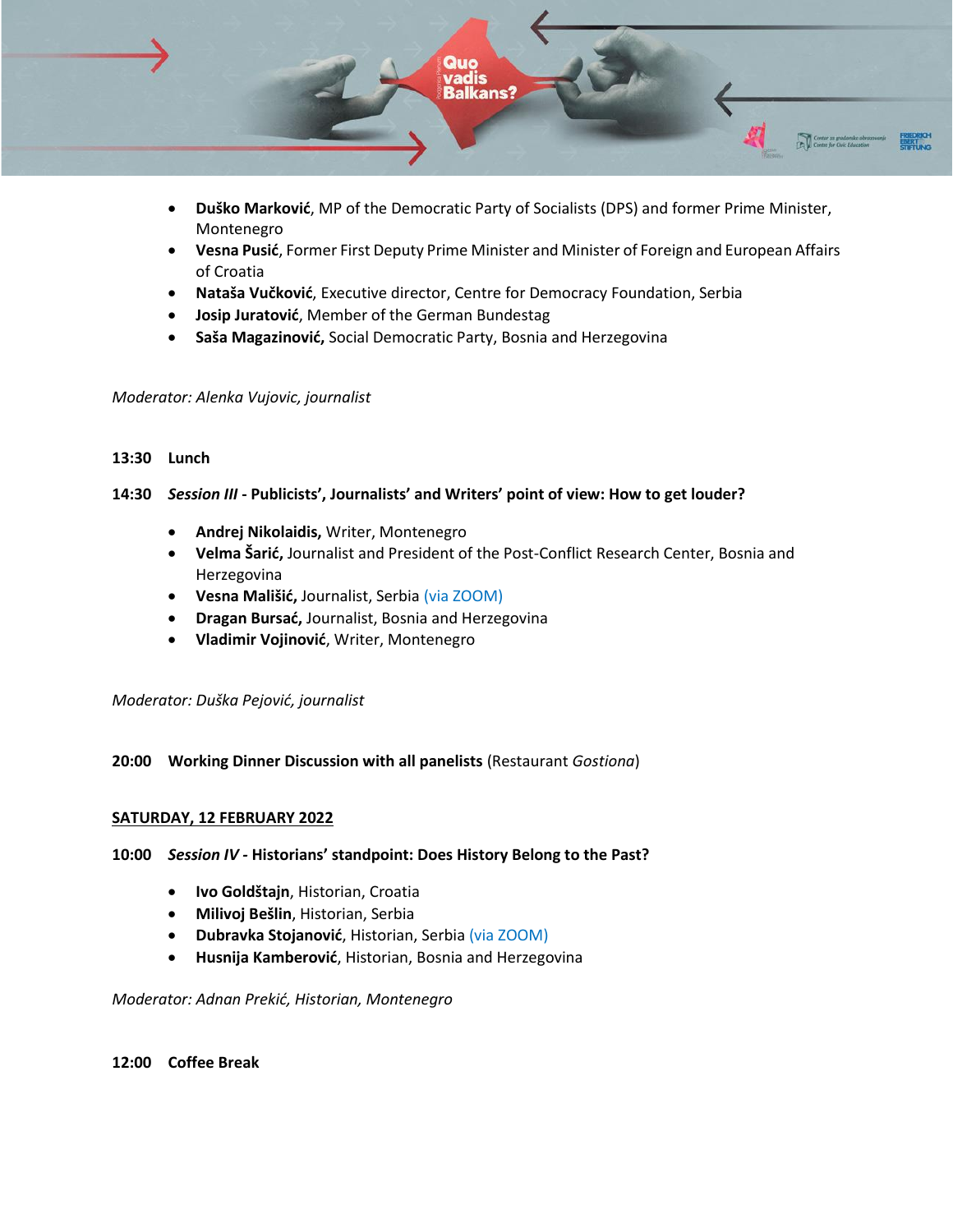- **Duško Marković**, MP of the Democratic Party of Socialists (DPS) and former Prime Minister, Montenegro
- **Vesna Pusić**, Former First Deputy Prime Minister and Minister of Foreign and European Affairs of Croatia
- **Nataša Vučković**, Executive director, Centre for Democracy Foundation, Serbia
- **Josip Juratović**, Member of the German Bundestag
- **Saša Magazinović,** Social Democratic Party, Bosnia and Herzegovina

*Moderator: Alenka Vujovic, journalist*

**13:30 Lunch**

**14:30** ***Session III*** **- Publicists', Journalists' and Writers' point of view: How to get louder?**

- **Andrej Nikolaidis,** Writer, Montenegro
- **Velma Šarić,** Journalist and President of the Post-Conflict Research Center, Bosnia and Herzegovina
- **Vesna Mališić,** Journalist, Serbia (via ZOOM)
- **Dragan Bursać,** Journalist, Bosnia and Herzegovina
- **Vladimir Vojinović**, Writer, Montenegro

*Moderator: Duška Pejović, journalist*

**20:00 Working Dinner Discussion with all panelists** (Restaurant *Gostiona*)

**SATURDAY, 12 FEBRUARY 2022**

**10:00** ***Session IV*** **- Historians' standpoint: Does History Belong to the Past?**

- **Ivo Goldštajn**, Historian, Croatia
- **Milivoj Bešlin**, Historian, Serbia
- **Dubravka Stojanović**, Historian, Serbia (via ZOOM)
- **Husnija Kamberović**, Historian, Bosnia and Herzegovina

*Moderator: Adnan Prekić, Historian, Montenegro*

**12:00 Coffee Break**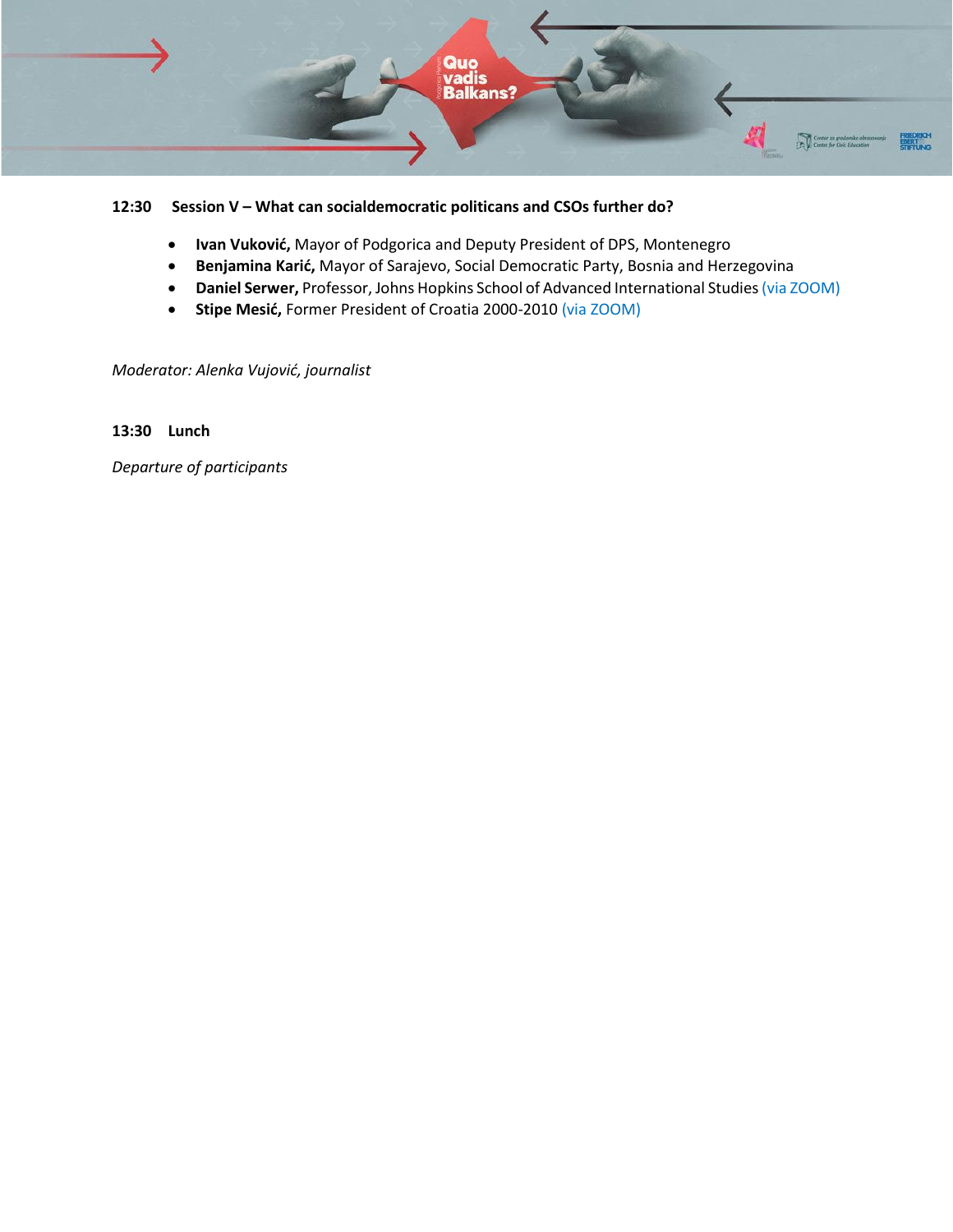**12:30 Session V – What can socialdemocratic politicans and CSOs further do?**

- **Ivan Vuković,** Mayor of Podgorica and Deputy President of DPS, Montenegro
- **Benjamina Karić,** Mayor of Sarajevo, Social Democratic Party, Bosnia and Herzegovina
- **Daniel Serwer,** Professor, Johns Hopkins School of Advanced International Studies (via ZOOM)
- **Stipe Mesić,** Former President of Croatia 2000-2010 (via ZOOM)

*Moderator: Alenka Vujović, journalist*

**13:30 Lunch**

*Departure of participants*